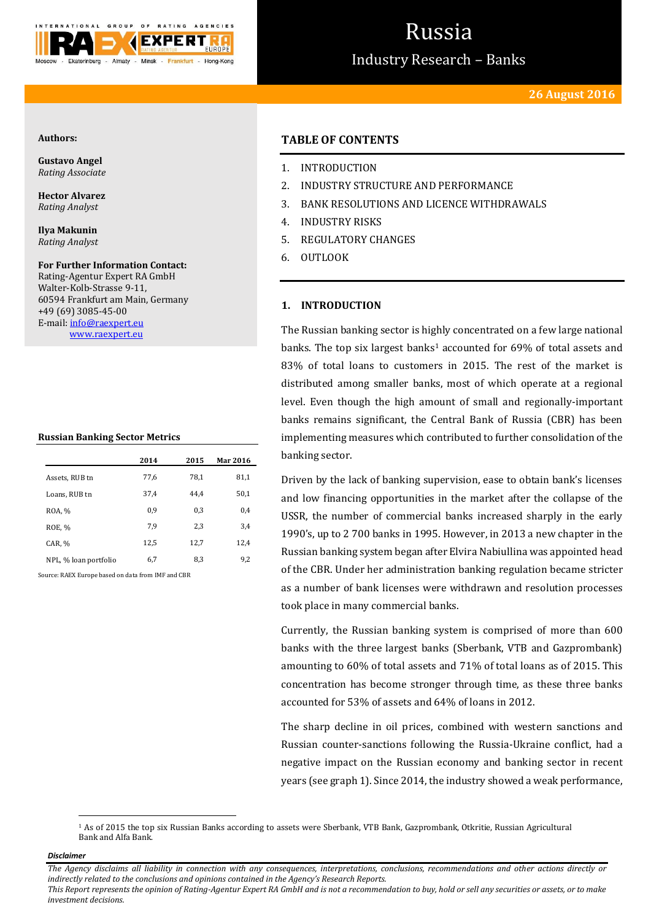# Russia

## Industry Research – Banks

**26 August 2016**

**Authors:**

**Gustavo Angel**
*Rating Associate*

**Hector Alvarez**
*Rating Analyst*

**Ilya Makunin**
*Rating Analyst*

**For Further Information Contact:**
Rating-Agentur Expert RA GmbH
Walter-Kolb-Strasse 9-11,
60594 Frankfurt am Main, Germany
+49 (69) 3085-45-00
E-mail: info@raexpert.eu
www.raexpert.eu

**Russian Banking Sector Metrics**

| | 2014 | 2015 | Mar 2016 |
|---|---|---|---|
| Assets, RUB tn | 77,6 | 78,1 | 81,1 |
| Loans, RUB tn | 37,4 | 44,4 | 50,1 |
| ROA, % | 0,9 | 0,3 | 0,4 |
| ROE, % | 7,9 | 2,3 | 3,4 |
| CAR, % | 12,5 | 12,7 | 12,4 |
| NPL, % loan portfolio | 6,7 | 8,3 | 9,2 |

Source: RAEX Europe based on data from IMF and CBR

## TABLE OF CONTENTS

1. INTRODUCTION
2. INDUSTRY STRUCTURE AND PERFORMANCE
3. BANK RESOLUTIONS AND LICENCE WITHDRAWALS
4. INDUSTRY RISKS
5. REGULATORY CHANGES
6. OUTLOOK

## 1. INTRODUCTION

The Russian banking sector is highly concentrated on a few large national banks. The top six largest banks[1] accounted for 69% of total assets and 83% of total loans to customers in 2015. The rest of the market is distributed among smaller banks, most of which operate at a regional level. Even though the high amount of small and regionally-important banks remains significant, the Central Bank of Russia (CBR) has been implementing measures which contributed to further consolidation of the banking sector.

Driven by the lack of banking supervision, ease to obtain bank's licenses and low financing opportunities in the market after the collapse of the USSR, the number of commercial banks increased sharply in the early 1990's, up to 2 700 banks in 1995. However, in 2013 a new chapter in the Russian banking system began after Elvira Nabiullina was appointed head of the CBR. Under her administration banking regulation became stricter as a number of bank licenses were withdrawn and resolution processes took place in many commercial banks.

Currently, the Russian banking system is comprised of more than 600 banks with the three largest banks (Sberbank, VTB and Gazprombank) amounting to 60% of total assets and 71% of total loans as of 2015. This concentration has become stronger through time, as these three banks accounted for 53% of assets and 64% of loans in 2012.

The sharp decline in oil prices, combined with western sanctions and Russian counter-sanctions following the Russia-Ukraine conflict, had a negative impact on the Russian economy and banking sector in recent years (see graph 1). Since 2014, the industry showed a weak performance,

[1] As of 2015 the top six Russian Banks according to assets were Sberbank, VTB Bank, Gazprombank, Otkritie, Russian Agricultural Bank and Alfa Bank.

***Disclaimer***

*The Agency disclaims all liability in connection with any consequences, interpretations, conclusions, recommendations and other actions directly or indirectly related to the conclusions and opinions contained in the Agency's Research Reports.*
*This Report represents the opinion of Rating-Agentur Expert RA GmbH and is not a recommendation to buy, hold or sell any securities or assets, or to make investment decisions.*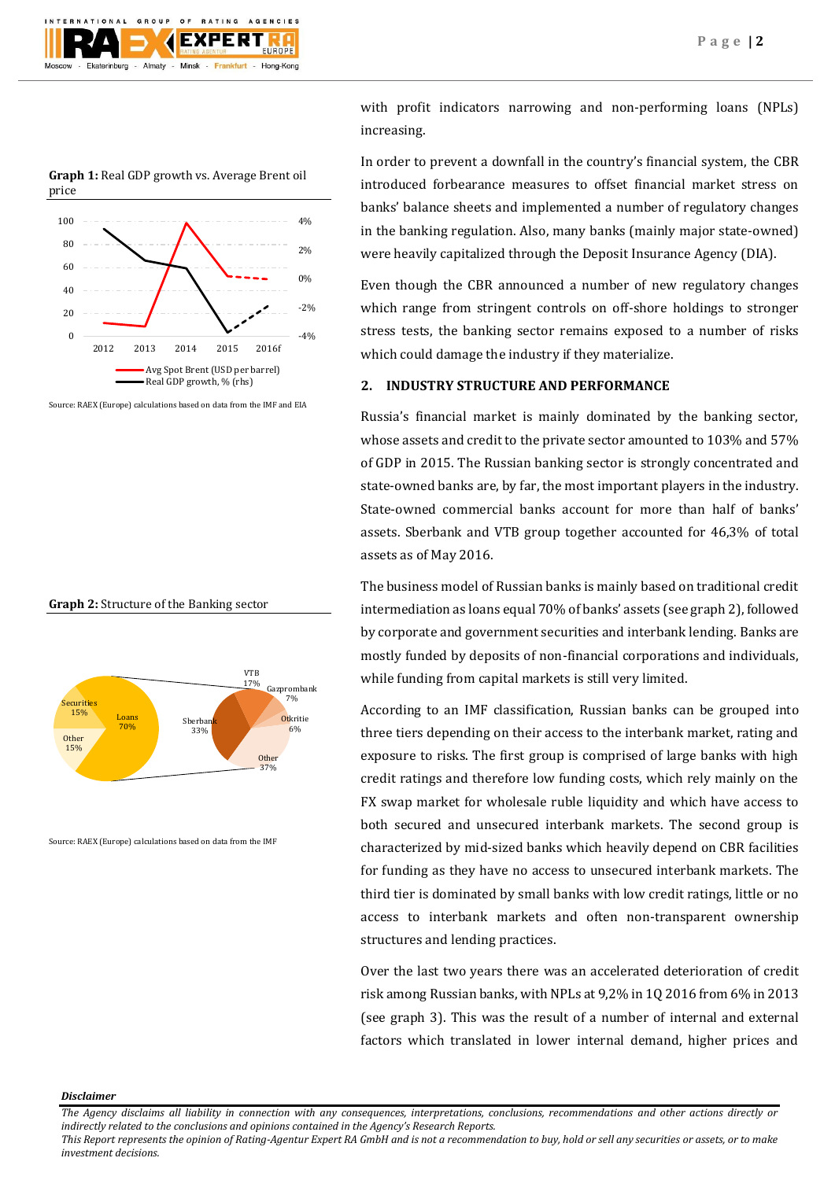**Graph 1:** Real GDP growth vs. Average Brent oil price

Source: RAEX (Europe) calculations based on data from the IMF and EIA

**Graph 2:** Structure of the Banking sector

Source: RAEX (Europe) calculations based on data from the IMF

with profit indicators narrowing and non-performing loans (NPLs) increasing.

In order to prevent a downfall in the country's financial system, the CBR introduced forbearance measures to offset financial market stress on banks' balance sheets and implemented a number of regulatory changes in the banking regulation. Also, many banks (mainly major state-owned) were heavily capitalized through the Deposit Insurance Agency (DIA).

Even though the CBR announced a number of new regulatory changes which range from stringent controls on off-shore holdings to stronger stress tests, the banking sector remains exposed to a number of risks which could damage the industry if they materialize.

## 2. INDUSTRY STRUCTURE AND PERFORMANCE

Russia's financial market is mainly dominated by the banking sector, whose assets and credit to the private sector amounted to 103% and 57% of GDP in 2015. The Russian banking sector is strongly concentrated and state-owned banks are, by far, the most important players in the industry. State-owned commercial banks account for more than half of banks' assets. Sberbank and VTB group together accounted for 46,3% of total assets as of May 2016.

The business model of Russian banks is mainly based on traditional credit intermediation as loans equal 70% of banks' assets (see graph 2), followed by corporate and government securities and interbank lending. Banks are mostly funded by deposits of non-financial corporations and individuals, while funding from capital markets is still very limited.

According to an IMF classification, Russian banks can be grouped into three tiers depending on their access to the interbank market, rating and exposure to risks. The first group is comprised of large banks with high credit ratings and therefore low funding costs, which rely mainly on the FX swap market for wholesale ruble liquidity and which have access to both secured and unsecured interbank markets. The second group is characterized by mid-sized banks which heavily depend on CBR facilities for funding as they have no access to unsecured interbank markets. The third tier is dominated by small banks with low credit ratings, little or no access to interbank markets and often non-transparent ownership structures and lending practices.

Over the last two years there was an accelerated deterioration of credit risk among Russian banks, with NPLs at 9,2% in 1Q 2016 from 6% in 2013 (see graph 3). This was the result of a number of internal and external factors which translated in lower internal demand, higher prices and

*Disclaimer*

*The Agency disclaims all liability in connection with any consequences, interpretations, conclusions, recommendations and other actions directly or indirectly related to the conclusions and opinions contained in the Agency's Research Reports.*
*This Report represents the opinion of Rating-Agentur Expert RA GmbH and is not a recommendation to buy, hold or sell any securities or assets, or to make investment decisions.*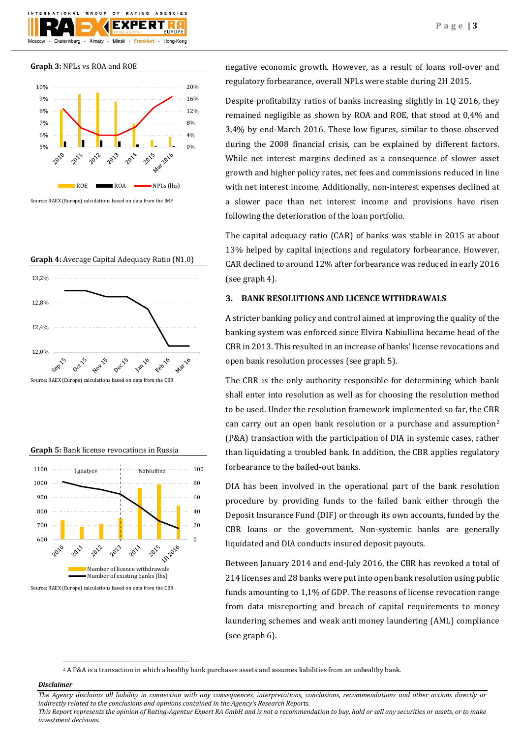**Graph 3:** NPLs vs ROA and ROE

Source: RAEX (Europe) calculations based on data from the IMF

**Graph 4:** Average Capital Adequacy Ratio (N1.0)

Source: RAEX (Europe) calculations based on data from the CBR

**Graph 5:** Bank license revocations in Russia

Source: RAEX (Europe) calculations based on data from the CBR

negative economic growth. However, as a result of loans roll-over and regulatory forbearance, overall NPLs were stable during 2H 2015.

Despite profitability ratios of banks increasing slightly in 1Q 2016, they remained negligible as shown by ROA and ROE, that stood at 0,4% and 3,4% by end-March 2016. These low figures, similar to those observed during the 2008 financial crisis, can be explained by different factors. While net interest margins declined as a consequence of slower asset growth and higher policy rates, net fees and commissions reduced in line with net interest income. Additionally, non-interest expenses declined at a slower pace than net interest income and provisions have risen following the deterioration of the loan portfolio.

The capital adequacy ratio (CAR) of banks was stable in 2015 at about 13% helped by capital injections and regulatory forbearance. However, CAR declined to around 12% after forbearance was reduced in early 2016 (see graph 4).

## 3. BANK RESOLUTIONS AND LICENCE WITHDRAWALS

A stricter banking policy and control aimed at improving the quality of the banking system was enforced since Elvira Nabiullina became head of the CBR in 2013. This resulted in an increase of banks' license revocations and open bank resolution processes (see graph 5).

The CBR is the only authority responsible for determining which bank shall enter into resolution as well as for choosing the resolution method to be used. Under the resolution framework implemented so far, the CBR can carry out an open bank resolution or a purchase and assumption[2] (P&A) transaction with the participation of DIA in systemic cases, rather than liquidating a troubled bank. In addition, the CBR applies regulatory forbearance to the bailed-out banks.

DIA has been involved in the operational part of the bank resolution procedure by providing funds to the failed bank either through the Deposit Insurance Fund (DIF) or through its own accounts, funded by the CBR loans or the government. Non-systemic banks are generally liquidated and DIA conducts insured deposit payouts.

Between January 2014 and end-July 2016, the CBR has revoked a total of 214 licenses and 28 banks were put into open bank resolution using public funds amounting to 1,1% of GDP. The reasons of license revocation range from data misreporting and breach of capital requirements to money laundering schemes and weak anti money laundering (AML) compliance (see graph 6).

[2] A P&A is a transaction in which a healthy bank purchases assets and assumes liabilities from an unhealthy bank.

***Disclaimer***

*The Agency disclaims all liability in connection with any consequences, interpretations, conclusions, recommendations and other actions directly or indirectly related to the conclusions and opinions contained in the Agency's Research Reports.*
*This Report represents the opinion of Rating-Agentur Expert RA GmbH and is not a recommendation to buy, hold or sell any securities or assets, or to make investment decisions.*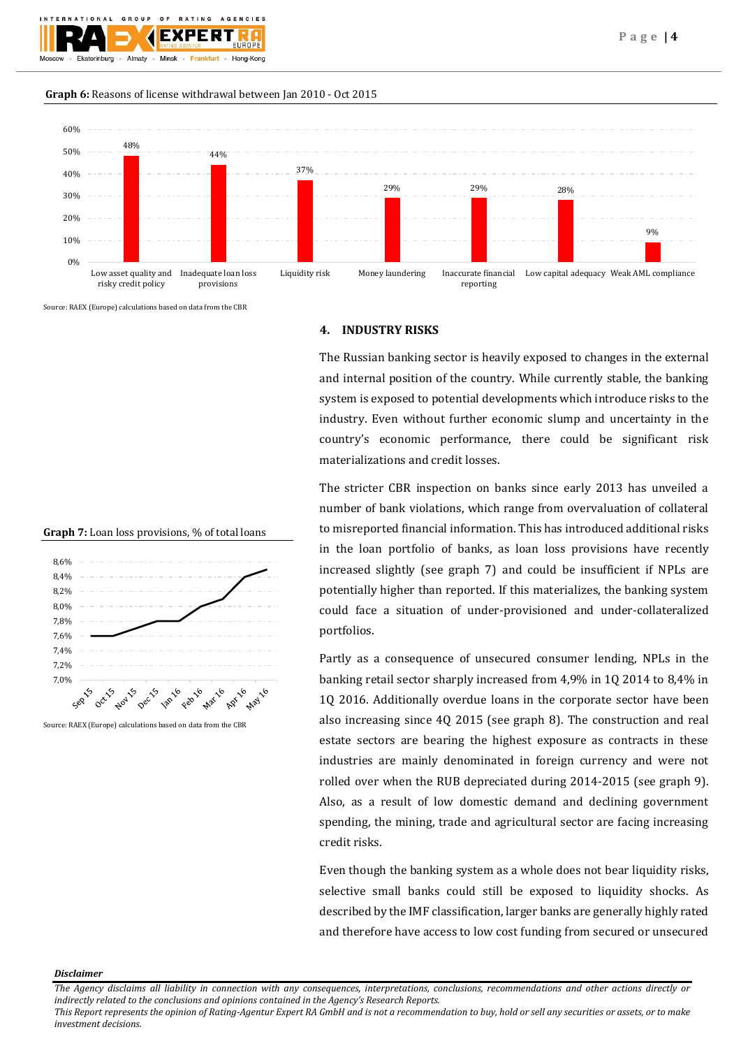**Graph 6:** Reasons of license withdrawal between Jan 2010 - Oct 2015

| Reason | Share |
|---|---|
| Low asset quality and risky credit policy | 48% |
| Inadequate loan loss provisions | 44% |
| Liquidity risk | 37% |
| Money laundering | 29% |
| Inaccurate financial reporting | 29% |
| Low capital adequacy | 28% |
| Weak AML compliance | 9% |

Source: RAEX (Europe) calculations based on data from the CBR

## 4. INDUSTRY RISKS

The Russian banking sector is heavily exposed to changes in the external and internal position of the country. While currently stable, the banking system is exposed to potential developments which introduce risks to the industry. Even without further economic slump and uncertainty in the country's economic performance, there could be significant risk materializations and credit losses.

The stricter CBR inspection on banks since early 2013 has unveiled a number of bank violations, which range from overvaluation of collateral to misreported financial information. This has introduced additional risks in the loan portfolio of banks, as loan loss provisions have recently increased slightly (see graph 7) and could be insufficient if NPLs are potentially higher than reported. If this materializes, the banking system could face a situation of under-provisioned and under-collateralized portfolios.

**Graph 7:** Loan loss provisions, % of total loans

Source: RAEX (Europe) calculations based on data from the CBR

Partly as a consequence of unsecured consumer lending, NPLs in the banking retail sector sharply increased from 4,9% in 1Q 2014 to 8,4% in 1Q 2016. Additionally overdue loans in the corporate sector have been also increasing since 4Q 2015 (see graph 8). The construction and real estate sectors are bearing the highest exposure as contracts in these industries are mainly denominated in foreign currency and were not rolled over when the RUB depreciated during 2014-2015 (see graph 9). Also, as a result of low domestic demand and declining government spending, the mining, trade and agricultural sector are facing increasing credit risks.

Even though the banking system as a whole does not bear liquidity risks, selective small banks could still be exposed to liquidity shocks. As described by the IMF classification, larger banks are generally highly rated and therefore have access to low cost funding from secured or unsecured

***Disclaimer***

*The Agency disclaims all liability in connection with any consequences, interpretations, conclusions, recommendations and other actions directly or indirectly related to the conclusions and opinions contained in the Agency's Research Reports.*
*This Report represents the opinion of Rating-Agentur Expert RA GmbH and is not a recommendation to buy, hold or sell any securities or assets, or to make investment decisions.*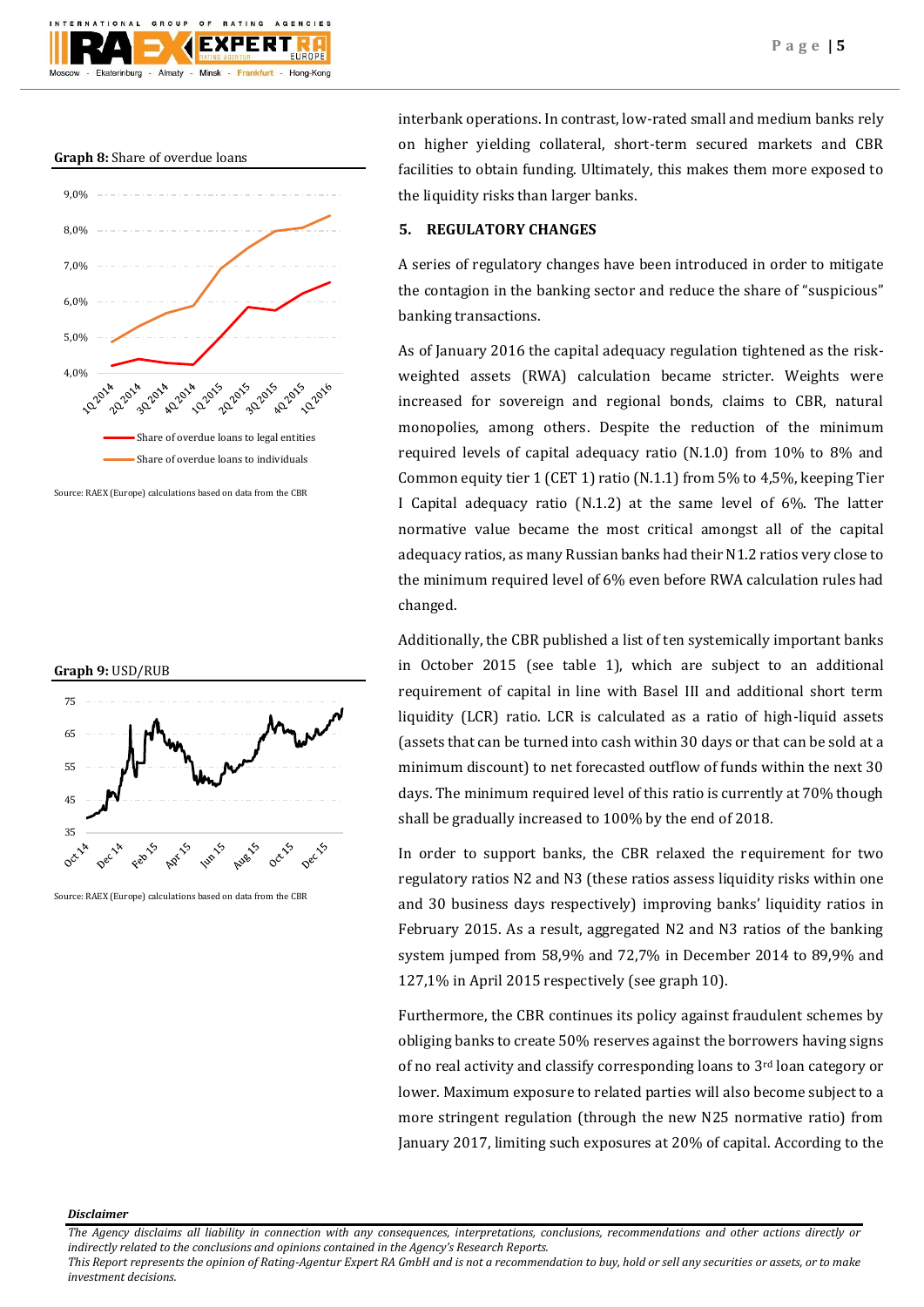**Graph 8:** Share of overdue loans

Source: RAEX (Europe) calculations based on data from the CBR

**Graph 9:** USD/RUB

Source: RAEX (Europe) calculations based on data from the CBR

interbank operations. In contrast, low-rated small and medium banks rely on higher yielding collateral, short-term secured markets and CBR facilities to obtain funding. Ultimately, this makes them more exposed to the liquidity risks than larger banks.

## 5. REGULATORY CHANGES

A series of regulatory changes have been introduced in order to mitigate the contagion in the banking sector and reduce the share of "suspicious" banking transactions.

As of January 2016 the capital adequacy regulation tightened as the risk-weighted assets (RWA) calculation became stricter. Weights were increased for sovereign and regional bonds, claims to CBR, natural monopolies, among others. Despite the reduction of the minimum required levels of capital adequacy ratio (N.1.0) from 10% to 8% and Common equity tier 1 (CET 1) ratio (N.1.1) from 5% to 4,5%, keeping Tier I Capital adequacy ratio (N.1.2) at the same level of 6%. The latter normative value became the most critical amongst all of the capital adequacy ratios, as many Russian banks had their N1.2 ratios very close to the minimum required level of 6% even before RWA calculation rules had changed.

Additionally, the CBR published a list of ten systemically important banks in October 2015 (see table 1), which are subject to an additional requirement of capital in line with Basel III and additional short term liquidity (LCR) ratio. LCR is calculated as a ratio of high-liquid assets (assets that can be turned into cash within 30 days or that can be sold at a minimum discount) to net forecasted outflow of funds within the next 30 days. The minimum required level of this ratio is currently at 70% though shall be gradually increased to 100% by the end of 2018.

In order to support banks, the CBR relaxed the requirement for two regulatory ratios N2 and N3 (these ratios assess liquidity risks within one and 30 business days respectively) improving banks' liquidity ratios in February 2015. As a result, aggregated N2 and N3 ratios of the banking system jumped from 58,9% and 72,7% in December 2014 to 89,9% and 127,1% in April 2015 respectively (see graph 10).

Furthermore, the CBR continues its policy against fraudulent schemes by obliging banks to create 50% reserves against the borrowers having signs of no real activity and classify corresponding loans to 3rd loan category or lower. Maximum exposure to related parties will also become subject to a more stringent regulation (through the new N25 normative ratio) from January 2017, limiting such exposures at 20% of capital. According to the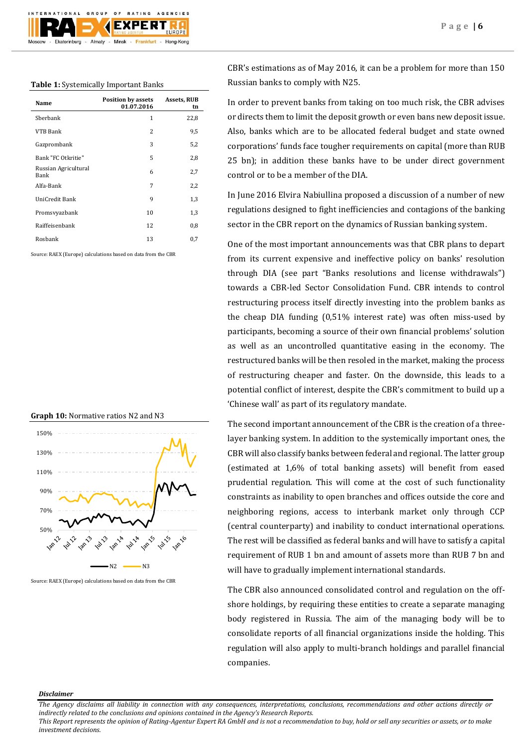**Table 1:** Systemically Important Banks

| Name | Position by assets 01.07.2016 | Assets, RUB tn |
|---|---|---|
| Sberbank | 1 | 22,8 |
| VTB Bank | 2 | 9,5 |
| Gazprombank | 3 | 5,2 |
| Bank "FC Otkritie" | 5 | 2,8 |
| Russian Agricultural Bank | 6 | 2,7 |
| Alfa-Bank | 7 | 2,2 |
| UniCredit Bank | 9 | 1,3 |
| Promsvyazbank | 10 | 1,3 |
| Raiffeisenbank | 12 | 0,8 |
| Rosbank | 13 | 0,7 |

Source: RAEX (Europe) calculations based on data from the CBR

**Graph 10:** Normative ratios N2 and N3

Source: RAEX (Europe) calculations based on data from the CBR

CBR's estimations as of May 2016, it can be a problem for more than 150 Russian banks to comply with N25.

In order to prevent banks from taking on too much risk, the CBR advises or directs them to limit the deposit growth or even bans new deposit issue. Also, banks which are to be allocated federal budget and state owned corporations' funds face tougher requirements on capital (more than RUB 25 bn); in addition these banks have to be under direct government control or to be a member of the DIA.

In June 2016 Elvira Nabiullina proposed a discussion of a number of new regulations designed to fight inefficiencies and contagions of the banking sector in the CBR report on the dynamics of Russian banking system.

One of the most important announcements was that CBR plans to depart from its current expensive and ineffective policy on banks' resolution through DIA (see part "Banks resolutions and license withdrawals") towards a CBR-led Sector Consolidation Fund. CBR intends to control restructuring process itself directly investing into the problem banks as the cheap DIA funding (0,51% interest rate) was often miss-used by participants, becoming a source of their own financial problems' solution as well as an uncontrolled quantitative easing in the economy. The restructured banks will be then resoled in the market, making the process of restructuring cheaper and faster. On the downside, this leads to a potential conflict of interest, despite the CBR's commitment to build up a 'Chinese wall' as part of its regulatory mandate.

The second important announcement of the CBR is the creation of a three-layer banking system. In addition to the systemically important ones, the CBR will also classify banks between federal and regional. The latter group (estimated at 1,6% of total banking assets) will benefit from eased prudential regulation. This will come at the cost of such functionality constraints as inability to open branches and offices outside the core and neighboring regions, access to interbank market only through CCP (central counterparty) and inability to conduct international operations. The rest will be classified as federal banks and will have to satisfy a capital requirement of RUB 1 bn and amount of assets more than RUB 7 bn and will have to gradually implement international standards.

The CBR also announced consolidated control and regulation on the off-shore holdings, by requiring these entities to create a separate managing body registered in Russia. The aim of the managing body will be to consolidate reports of all financial organizations inside the holding. This regulation will also apply to multi-branch holdings and parallel financial companies.

***Disclaimer***

*The Agency disclaims all liability in connection with any consequences, interpretations, conclusions, recommendations and other actions directly or indirectly related to the conclusions and opinions contained in the Agency's Research Reports.*
*This Report represents the opinion of Rating-Agentur Expert RA GmbH and is not a recommendation to buy, hold or sell any securities or assets, or to make investment decisions.*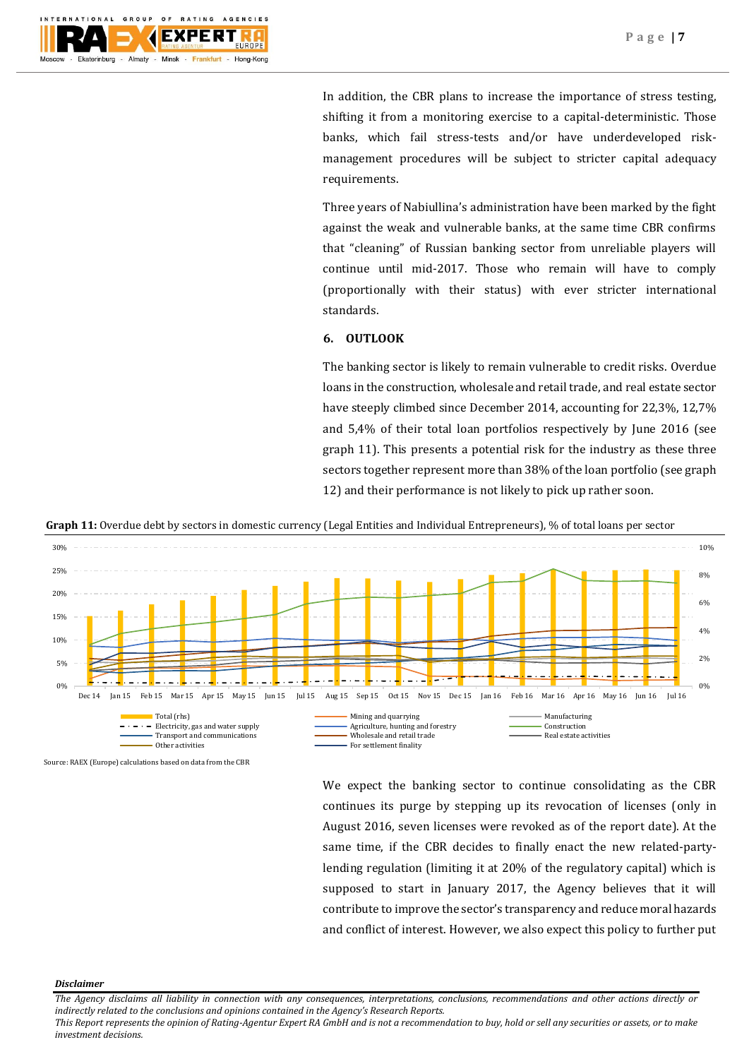In addition, the CBR plans to increase the importance of stress testing, shifting it from a monitoring exercise to a capital-deterministic. Those banks, which fail stress-tests and/or have underdeveloped risk-management procedures will be subject to stricter capital adequacy requirements.

Three years of Nabiullina's administration have been marked by the fight against the weak and vulnerable banks, at the same time CBR confirms that "cleaning" of Russian banking sector from unreliable players will continue until mid-2017. Those who remain will have to comply (proportionally with their status) with ever stricter international standards.

## 6. OUTLOOK

The banking sector is likely to remain vulnerable to credit risks. Overdue loans in the construction, wholesale and retail trade, and real estate sector have steeply climbed since December 2014, accounting for 22,3%, 12,7% and 5,4% of their total loan portfolios respectively by June 2016 (see graph 11). This presents a potential risk for the industry as these three sectors together represent more than 38% of the loan portfolio (see graph 12) and their performance is not likely to pick up rather soon.

**Graph 11:** Overdue debt by sectors in domestic currency (Legal Entities and Individual Entrepreneurs), % of total loans per sector

Source: RAEX (Europe) calculations based on data from the CBR

We expect the banking sector to continue consolidating as the CBR continues its purge by stepping up its revocation of licenses (only in August 2016, seven licenses were revoked as of the report date). At the same time, if the CBR decides to finally enact the new related-party-lending regulation (limiting it at 20% of the regulatory capital) which is supposed to start in January 2017, the Agency believes that it will contribute to improve the sector's transparency and reduce moral hazards and conflict of interest. However, we also expect this policy to further put

***Disclaimer***

*The Agency disclaims all liability in connection with any consequences, interpretations, conclusions, recommendations and other actions directly or indirectly related to the conclusions and opinions contained in the Agency's Research Reports.*
*This Report represents the opinion of Rating-Agentur Expert RA GmbH and is not a recommendation to buy, hold or sell any securities or assets, or to make investment decisions.*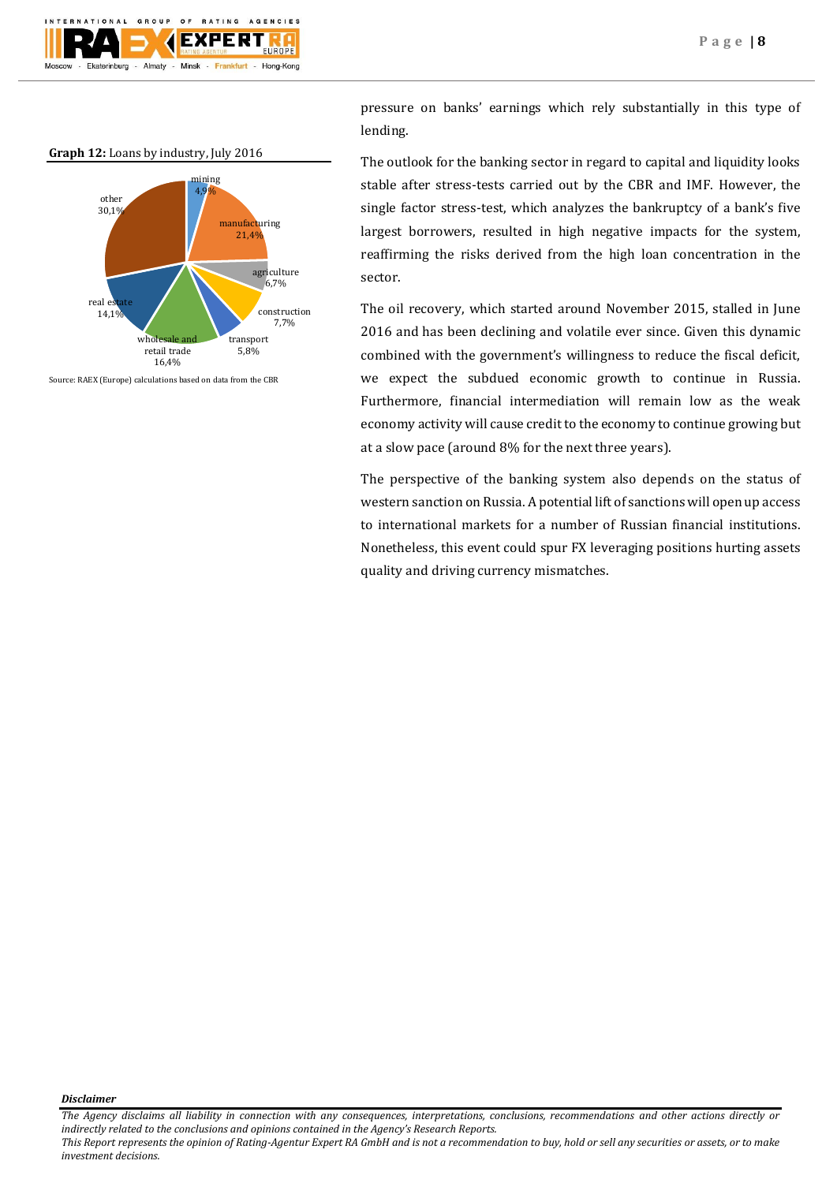**Graph 12:** Loans by industry, July 2016

mining
4,9%
manufacturing
21,4%
agriculture
6,7%
construction
7,7%
transport
5,8%
wholesale and retail trade
16,4%
real estate
14,1%
other
30,1%

Source: RAEX (Europe) calculations based on data from the CBR

pressure on banks' earnings which rely substantially in this type of lending.

The outlook for the banking sector in regard to capital and liquidity looks stable after stress-tests carried out by the CBR and IMF. However, the single factor stress-test, which analyzes the bankruptcy of a bank's five largest borrowers, resulted in high negative impacts for the system, reaffirming the risks derived from the high loan concentration in the sector.

The oil recovery, which started around November 2015, stalled in June 2016 and has been declining and volatile ever since. Given this dynamic combined with the government's willingness to reduce the fiscal deficit, we expect the subdued economic growth to continue in Russia. Furthermore, financial intermediation will remain low as the weak economy activity will cause credit to the economy to continue growing but at a slow pace (around 8% for the next three years).

The perspective of the banking system also depends on the status of western sanction on Russia. A potential lift of sanctions will open up access to international markets for a number of Russian financial institutions. Nonetheless, this event could spur FX leveraging positions hurting assets quality and driving currency mismatches.

***Disclaimer***

*The Agency disclaims all liability in connection with any consequences, interpretations, conclusions, recommendations and other actions directly or indirectly related to the conclusions and opinions contained in the Agency's Research Reports.*
*This Report represents the opinion of Rating-Agentur Expert RA GmbH and is not a recommendation to buy, hold or sell any securities or assets, or to make investment decisions.*